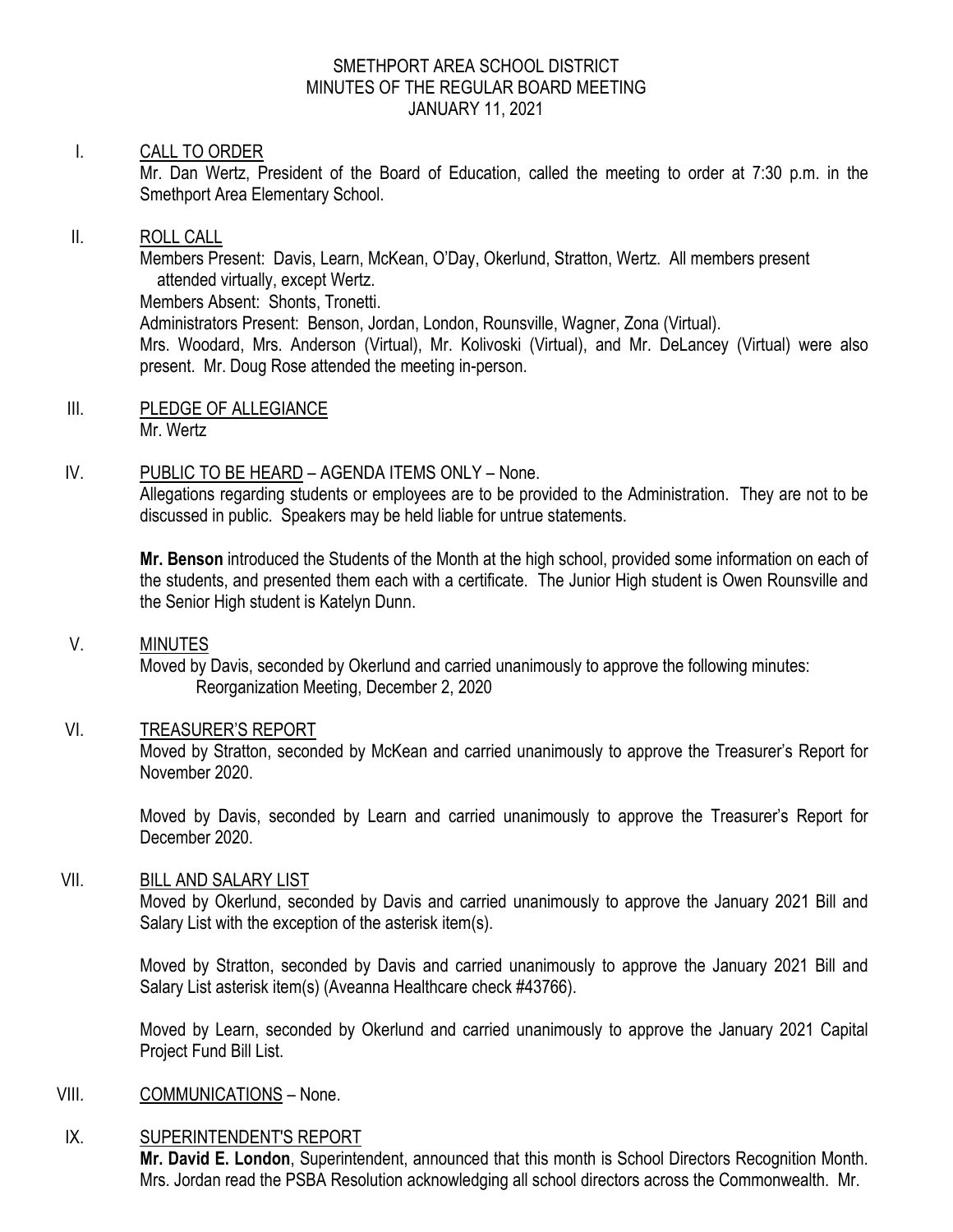# SMETHPORT AREA SCHOOL DISTRICT
## MINUTES OF THE REGULAR BOARD MEETING
### JANUARY 11, 2021

I. CALL TO ORDER

Mr. Dan Wertz, President of the Board of Education, called the meeting to order at 7:30 p.m. in the Smethport Area Elementary School.

II. ROLL CALL

Members Present: Davis, Learn, McKean, O'Day, Okerlund, Stratton, Wertz. All members present attended virtually, except Wertz.

Members Absent: Shonts, Tronetti.

Administrators Present: Benson, Jordan, London, Rounsville, Wagner, Zona (Virtual).

Mrs. Woodard, Mrs. Anderson (Virtual), Mr. Kolivoski (Virtual), and Mr. DeLancey (Virtual) were also present. Mr. Doug Rose attended the meeting in-person.

III. PLEDGE OF ALLEGIANCE

Mr. Wertz

IV. PUBLIC TO BE HEARD – AGENDA ITEMS ONLY – None.

Allegations regarding students or employees are to be provided to the Administration. They are not to be discussed in public. Speakers may be held liable for untrue statements.

**Mr. Benson** introduced the Students of the Month at the high school, provided some information on each of the students, and presented them each with a certificate. The Junior High student is Owen Rounsville and the Senior High student is Katelyn Dunn.

V. MINUTES

Moved by Davis, seconded by Okerlund and carried unanimously to approve the following minutes:

Reorganization Meeting, December 2, 2020

VI. TREASURER'S REPORT

Moved by Stratton, seconded by McKean and carried unanimously to approve the Treasurer's Report for November 2020.

Moved by Davis, seconded by Learn and carried unanimously to approve the Treasurer's Report for December 2020.

VII. BILL AND SALARY LIST

Moved by Okerlund, seconded by Davis and carried unanimously to approve the January 2021 Bill and Salary List with the exception of the asterisk item(s).

Moved by Stratton, seconded by Davis and carried unanimously to approve the January 2021 Bill and Salary List asterisk item(s) (Aveanna Healthcare check #43766).

Moved by Learn, seconded by Okerlund and carried unanimously to approve the January 2021 Capital Project Fund Bill List.

VIII. COMMUNICATIONS – None.

IX. SUPERINTENDENT'S REPORT

**Mr. David E. London**, Superintendent, announced that this month is School Directors Recognition Month. Mrs. Jordan read the PSBA Resolution acknowledging all school directors across the Commonwealth. Mr.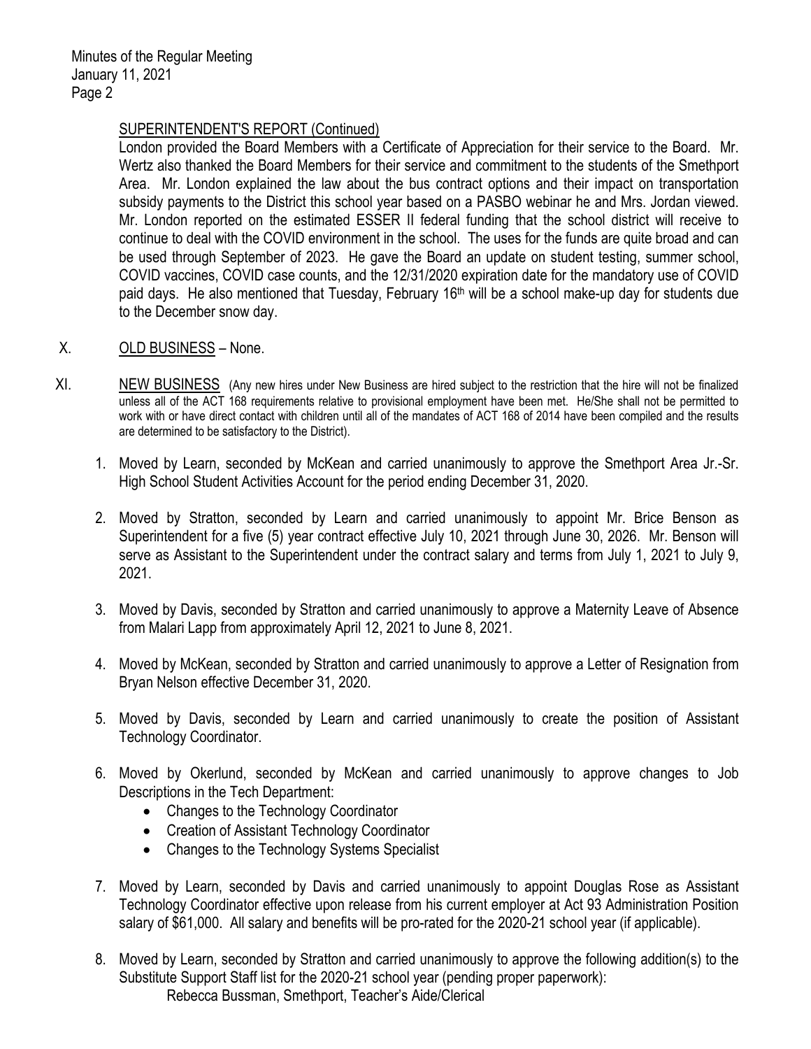SUPERINTENDENT'S REPORT (Continued)

London provided the Board Members with a Certificate of Appreciation for their service to the Board. Mr. Wertz also thanked the Board Members for their service and commitment to the students of the Smethport Area. Mr. London explained the law about the bus contract options and their impact on transportation subsidy payments to the District this school year based on a PASBO webinar he and Mrs. Jordan viewed. Mr. London reported on the estimated ESSER II federal funding that the school district will receive to continue to deal with the COVID environment in the school. The uses for the funds are quite broad and can be used through September of 2023. He gave the Board an update on student testing, summer school, COVID vaccines, COVID case counts, and the 12/31/2020 expiration date for the mandatory use of COVID paid days. He also mentioned that Tuesday, February 16th will be a school make-up day for students due to the December snow day.

X. OLD BUSINESS – None.

XI. NEW BUSINESS (Any new hires under New Business are hired subject to the restriction that the hire will not be finalized unless all of the ACT 168 requirements relative to provisional employment have been met. He/She shall not be permitted to work with or have direct contact with children until all of the mandates of ACT 168 of 2014 have been compiled and the results are determined to be satisfactory to the District).

1. Moved by Learn, seconded by McKean and carried unanimously to approve the Smethport Area Jr.-Sr. High School Student Activities Account for the period ending December 31, 2020.

2. Moved by Stratton, seconded by Learn and carried unanimously to appoint Mr. Brice Benson as Superintendent for a five (5) year contract effective July 10, 2021 through June 30, 2026. Mr. Benson will serve as Assistant to the Superintendent under the contract salary and terms from July 1, 2021 to July 9, 2021.

3. Moved by Davis, seconded by Stratton and carried unanimously to approve a Maternity Leave of Absence from Malari Lapp from approximately April 12, 2021 to June 8, 2021.

4. Moved by McKean, seconded by Stratton and carried unanimously to approve a Letter of Resignation from Bryan Nelson effective December 31, 2020.

5. Moved by Davis, seconded by Learn and carried unanimously to create the position of Assistant Technology Coordinator.

6. Moved by Okerlund, seconded by McKean and carried unanimously to approve changes to Job Descriptions in the Tech Department:
   - Changes to the Technology Coordinator
   - Creation of Assistant Technology Coordinator
   - Changes to the Technology Systems Specialist

7. Moved by Learn, seconded by Davis and carried unanimously to appoint Douglas Rose as Assistant Technology Coordinator effective upon release from his current employer at Act 93 Administration Position salary of $61,000. All salary and benefits will be pro-rated for the 2020-21 school year (if applicable).

8. Moved by Learn, seconded by Stratton and carried unanimously to approve the following addition(s) to the Substitute Support Staff list for the 2020-21 school year (pending proper paperwork):
   Rebecca Bussman, Smethport, Teacher's Aide/Clerical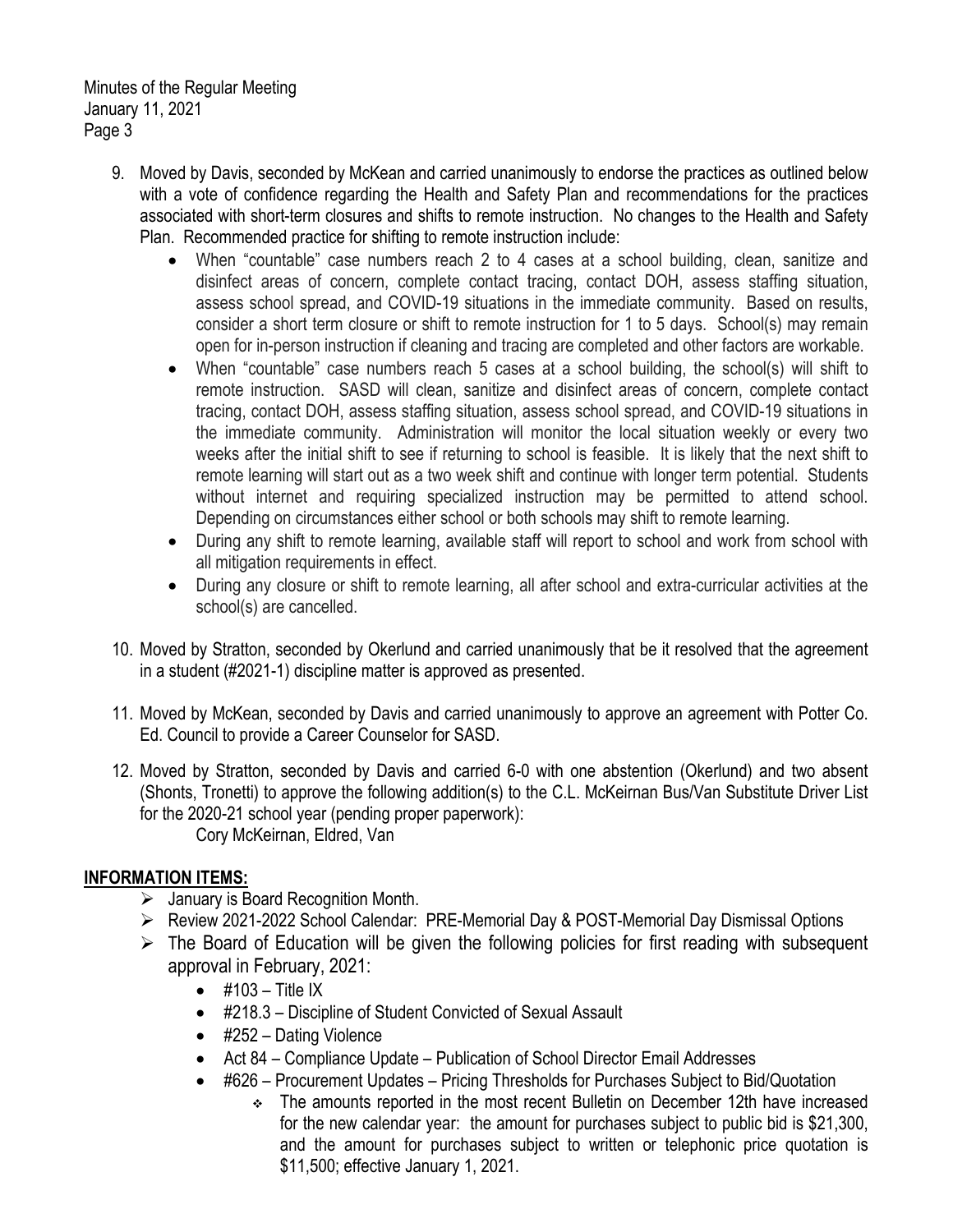9. Moved by Davis, seconded by McKean and carried unanimously to endorse the practices as outlined below with a vote of confidence regarding the Health and Safety Plan and recommendations for the practices associated with short-term closures and shifts to remote instruction. No changes to the Health and Safety Plan. Recommended practice for shifting to remote instruction include:
   - When "countable" case numbers reach 2 to 4 cases at a school building, clean, sanitize and disinfect areas of concern, complete contact tracing, contact DOH, assess staffing situation, assess school spread, and COVID-19 situations in the immediate community. Based on results, consider a short term closure or shift to remote instruction for 1 to 5 days. School(s) may remain open for in-person instruction if cleaning and tracing are completed and other factors are workable.
   - When "countable" case numbers reach 5 cases at a school building, the school(s) will shift to remote instruction. SASD will clean, sanitize and disinfect areas of concern, complete contact tracing, contact DOH, assess staffing situation, assess school spread, and COVID-19 situations in the immediate community. Administration will monitor the local situation weekly or every two weeks after the initial shift to see if returning to school is feasible. It is likely that the next shift to remote learning will start out as a two week shift and continue with longer term potential. Students without internet and requiring specialized instruction may be permitted to attend school. Depending on circumstances either school or both schools may shift to remote learning.
   - During any shift to remote learning, available staff will report to school and work from school with all mitigation requirements in effect.
   - During any closure or shift to remote learning, all after school and extra-curricular activities at the school(s) are cancelled.

10. Moved by Stratton, seconded by Okerlund and carried unanimously that be it resolved that the agreement in a student (#2021-1) discipline matter is approved as presented.

11. Moved by McKean, seconded by Davis and carried unanimously to approve an agreement with Potter Co. Ed. Council to provide a Career Counselor for SASD.

12. Moved by Stratton, seconded by Davis and carried 6-0 with one abstention (Okerlund) and two absent (Shonts, Tronetti) to approve the following addition(s) to the C.L. McKeirnan Bus/Van Substitute Driver List for the 2020-21 school year (pending proper paperwork):

    Cory McKeirnan, Eldred, Van

## INFORMATION ITEMS:

- January is Board Recognition Month.
- Review 2021-2022 School Calendar: PRE-Memorial Day & POST-Memorial Day Dismissal Options
- The Board of Education will be given the following policies for first reading with subsequent approval in February, 2021:
  - #103 – Title IX
  - #218.3 – Discipline of Student Convicted of Sexual Assault
  - #252 – Dating Violence
  - Act 84 – Compliance Update – Publication of School Director Email Addresses
  - #626 – Procurement Updates – Pricing Thresholds for Purchases Subject to Bid/Quotation
    - The amounts reported in the most recent Bulletin on December 12th have increased for the new calendar year: the amount for purchases subject to public bid is $21,300, and the amount for purchases subject to written or telephonic price quotation is $11,500; effective January 1, 2021.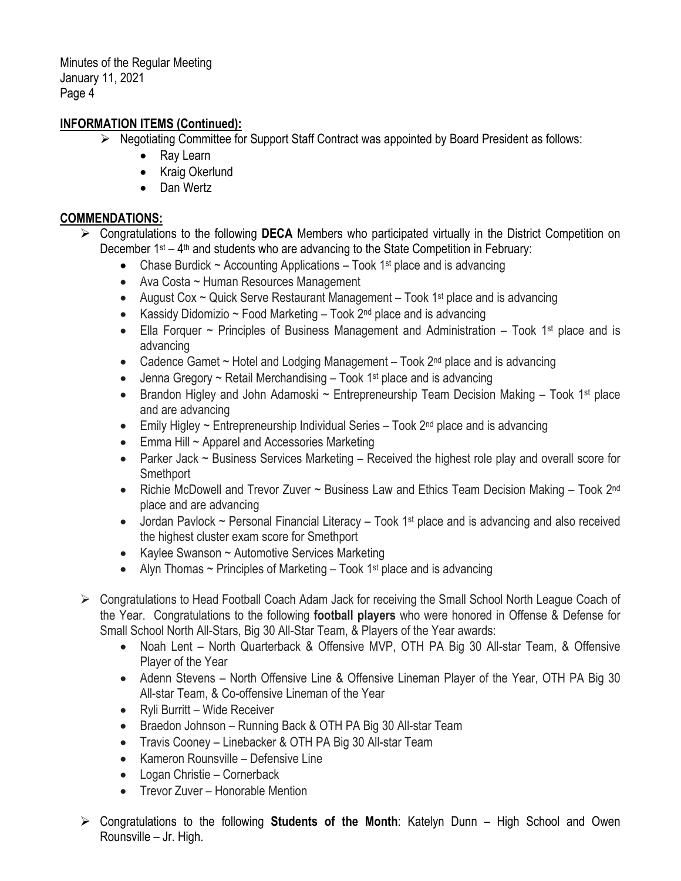## INFORMATION ITEMS (Continued):

- Negotiating Committee for Support Staff Contract was appointed by Board President as follows:
  - Ray Learn
  - Kraig Okerlund
  - Dan Wertz

## COMMENDATIONS:

- Congratulations to the following **DECA** Members who participated virtually in the District Competition on December 1st – 4th and students who are advancing to the State Competition in February:
  - Chase Burdick ~ Accounting Applications – Took 1st place and is advancing
  - Ava Costa ~ Human Resources Management
  - August Cox ~ Quick Serve Restaurant Management – Took 1st place and is advancing
  - Kassidy Didomizio ~ Food Marketing – Took 2nd place and is advancing
  - Ella Forquer ~ Principles of Business Management and Administration – Took 1st place and is advancing
  - Cadence Gamet ~ Hotel and Lodging Management – Took 2nd place and is advancing
  - Jenna Gregory ~ Retail Merchandising – Took 1st place and is advancing
  - Brandon Higley and John Adamoski ~ Entrepreneurship Team Decision Making – Took 1st place and are advancing
  - Emily Higley ~ Entrepreneurship Individual Series – Took 2nd place and is advancing
  - Emma Hill ~ Apparel and Accessories Marketing
  - Parker Jack ~ Business Services Marketing – Received the highest role play and overall score for Smethport
  - Richie McDowell and Trevor Zuver ~ Business Law and Ethics Team Decision Making – Took 2nd place and are advancing
  - Jordan Pavlock ~ Personal Financial Literacy – Took 1st place and is advancing and also received the highest cluster exam score for Smethport
  - Kaylee Swanson ~ Automotive Services Marketing
  - Alyn Thomas ~ Principles of Marketing – Took 1st place and is advancing

- Congratulations to Head Football Coach Adam Jack for receiving the Small School North League Coach of the Year. Congratulations to the following **football players** who were honored in Offense & Defense for Small School North All-Stars, Big 30 All-Star Team, & Players of the Year awards:
  - Noah Lent – North Quarterback & Offensive MVP, OTH PA Big 30 All-star Team, & Offensive Player of the Year
  - Adenn Stevens – North Offensive Line & Offensive Lineman Player of the Year, OTH PA Big 30 All-star Team, & Co-offensive Lineman of the Year
  - Ryli Burritt – Wide Receiver
  - Braedon Johnson – Running Back & OTH PA Big 30 All-star Team
  - Travis Cooney – Linebacker & OTH PA Big 30 All-star Team
  - Kameron Rounsville – Defensive Line
  - Logan Christie – Cornerback
  - Trevor Zuver – Honorable Mention

- Congratulations to the following **Students of the Month**: Katelyn Dunn – High School and Owen Rounsville – Jr. High.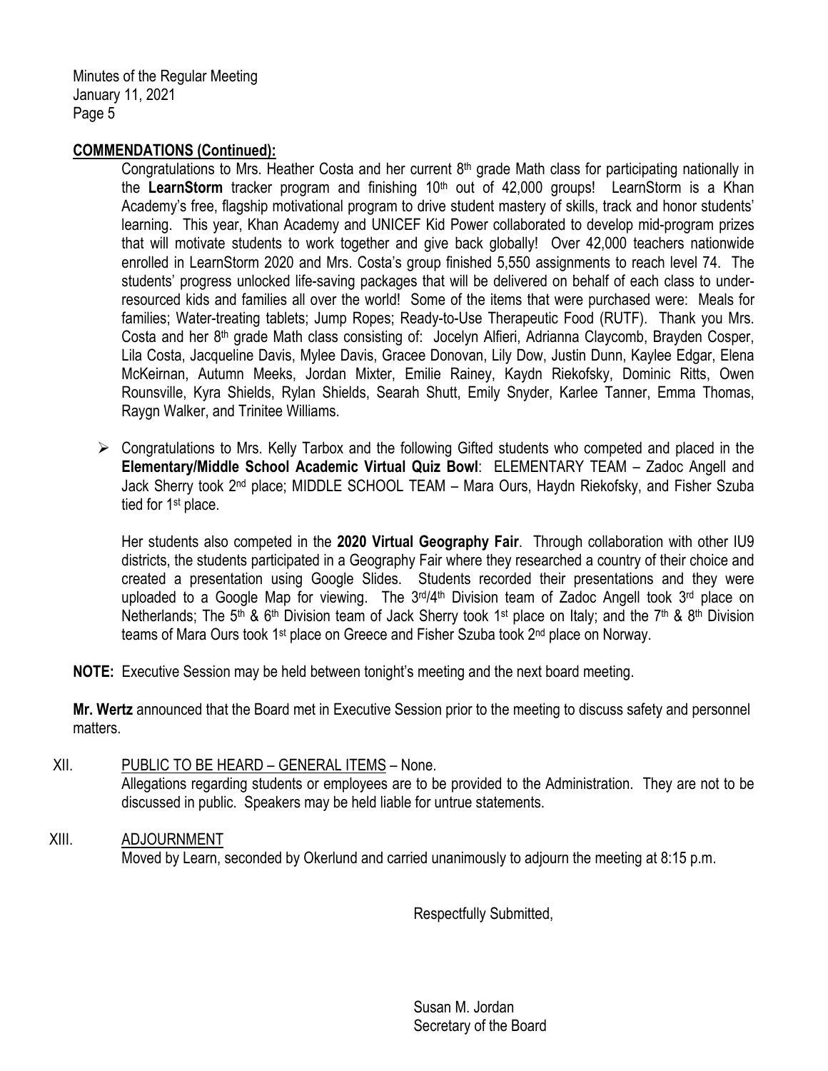**COMMENDATIONS (Continued):**

Congratulations to Mrs. Heather Costa and her current 8th grade Math class for participating nationally in the **LearnStorm** tracker program and finishing 10th out of 42,000 groups! LearnStorm is a Khan Academy's free, flagship motivational program to drive student mastery of skills, track and honor students' learning. This year, Khan Academy and UNICEF Kid Power collaborated to develop mid-program prizes that will motivate students to work together and give back globally! Over 42,000 teachers nationwide enrolled in LearnStorm 2020 and Mrs. Costa's group finished 5,550 assignments to reach level 74. The students' progress unlocked life-saving packages that will be delivered on behalf of each class to under-resourced kids and families all over the world! Some of the items that were purchased were: Meals for families; Water-treating tablets; Jump Ropes; Ready-to-Use Therapeutic Food (RUTF). Thank you Mrs. Costa and her 8th grade Math class consisting of: Jocelyn Alfieri, Adrianna Claycomb, Brayden Cosper, Lila Costa, Jacqueline Davis, Mylee Davis, Gracee Donovan, Lily Dow, Justin Dunn, Kaylee Edgar, Elena McKeirnan, Autumn Meeks, Jordan Mixter, Emilie Rainey, Kaydn Riekofsky, Dominic Ritts, Owen Rounsville, Kyra Shields, Rylan Shields, Searah Shutt, Emily Snyder, Karlee Tanner, Emma Thomas, Raygn Walker, and Trinitee Williams.

- Congratulations to Mrs. Kelly Tarbox and the following Gifted students who competed and placed in the **Elementary/Middle School Academic Virtual Quiz Bowl**: ELEMENTARY TEAM – Zadoc Angell and Jack Sherry took 2nd place; MIDDLE SCHOOL TEAM – Mara Ours, Haydn Riekofsky, and Fisher Szuba tied for 1st place.

  Her students also competed in the **2020 Virtual Geography Fair**. Through collaboration with other IU9 districts, the students participated in a Geography Fair where they researched a country of their choice and created a presentation using Google Slides. Students recorded their presentations and they were uploaded to a Google Map for viewing. The 3rd/4th Division team of Zadoc Angell took 3rd place on Netherlands; The 5th & 6th Division team of Jack Sherry took 1st place on Italy; and the 7th & 8th Division teams of Mara Ours took 1st place on Greece and Fisher Szuba took 2nd place on Norway.

**NOTE:** Executive Session may be held between tonight's meeting and the next board meeting.

**Mr. Wertz** announced that the Board met in Executive Session prior to the meeting to discuss safety and personnel matters.

XII. PUBLIC TO BE HEARD – GENERAL ITEMS – None.
Allegations regarding students or employees are to be provided to the Administration. They are not to be discussed in public. Speakers may be held liable for untrue statements.

XIII. ADJOURNMENT
Moved by Learn, seconded by Okerlund and carried unanimously to adjourn the meeting at 8:15 p.m.

Respectfully Submitted,

Susan M. Jordan
Secretary of the Board